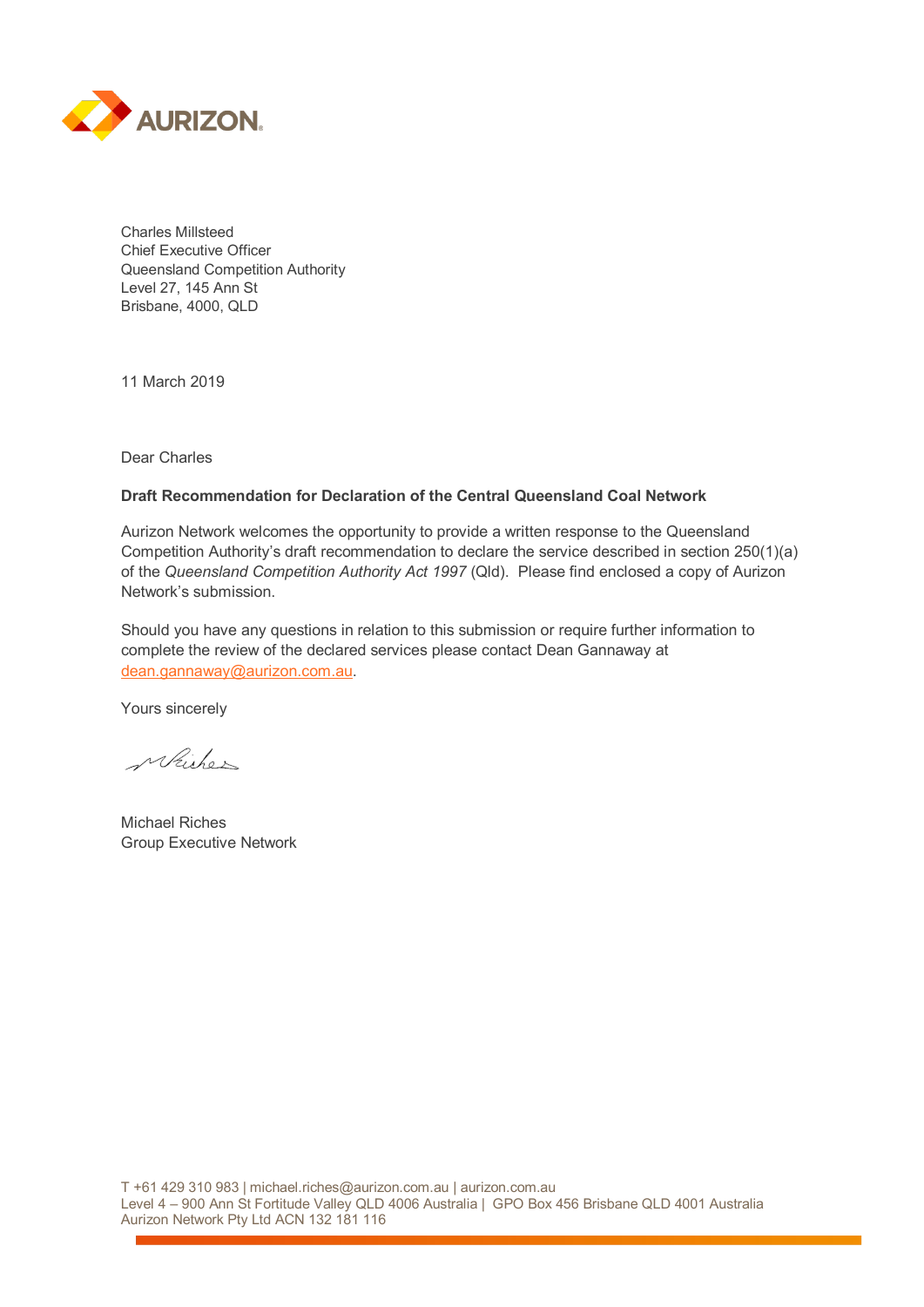AURIZON

Charles Millsteed
Chief Executive Officer
Queensland Competition Authority
Level 27, 145 Ann St
Brisbane, 4000, QLD

11 March 2019

Dear Charles

**Draft Recommendation for Declaration of the Central Queensland Coal Network**

Aurizon Network welcomes the opportunity to provide a written response to the Queensland Competition Authority's draft recommendation to declare the service described in section 250(1)(a) of the *Queensland Competition Authority Act 1997* (Qld). Please find enclosed a copy of Aurizon Network's submission.

Should you have any questions in relation to this submission or require further information to complete the review of the declared services please contact Dean Gannaway at dean.gannaway@aurizon.com.au.

Yours sincerely

Michael Riches
Group Executive Network

T +61 429 310 983 | michael.riches@aurizon.com.au | aurizon.com.au
Level 4 – 900 Ann St Fortitude Valley QLD 4006 Australia | GPO Box 456 Brisbane QLD 4001 Australia
Aurizon Network Pty Ltd ACN 132 181 116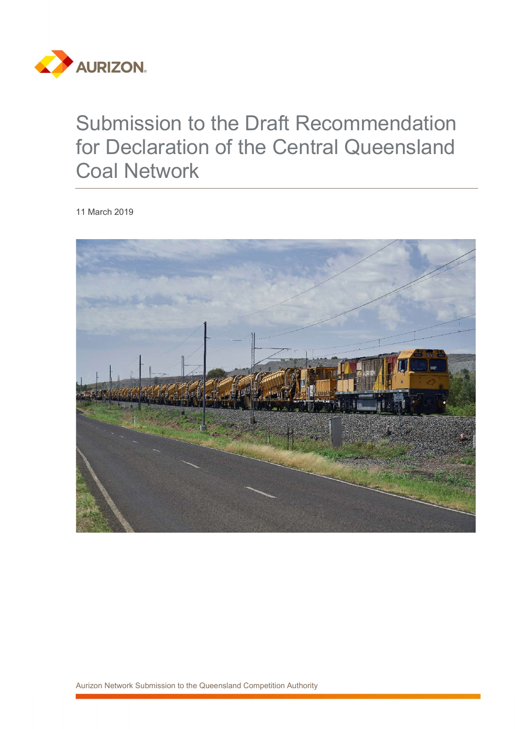# Submission to the Draft Recommendation for Declaration of the Central Queensland Coal Network

11 March 2019

Aurizon Network Submission to the Queensland Competition Authority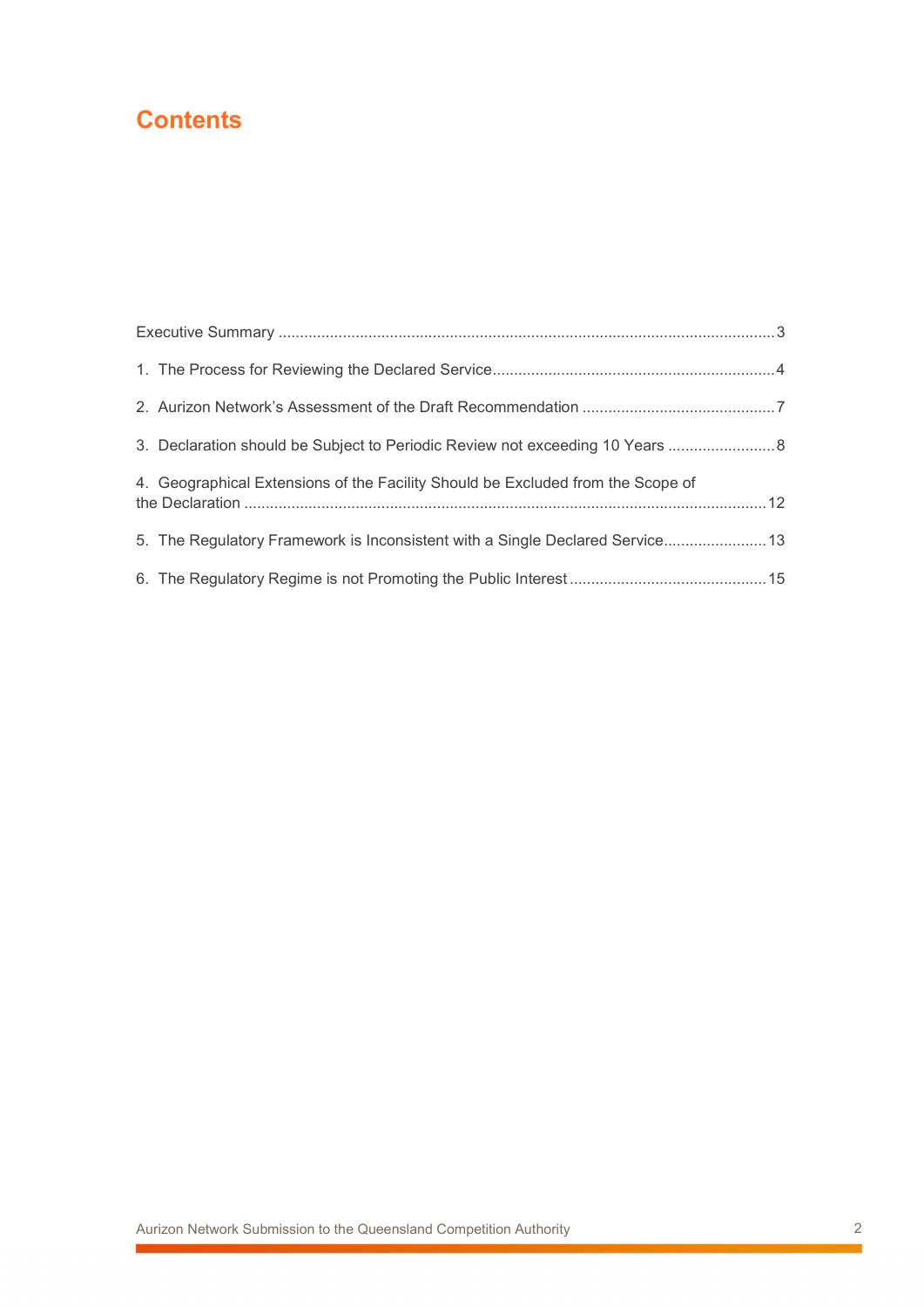# Contents

Executive Summary ....................................................................................................................3

1. The Process for Reviewing the Declared Service..................................................................4

2. Aurizon Network's Assessment of the Draft Recommendation .............................................7

3. Declaration should be Subject to Periodic Review not exceeding 10 Years .........................8

4. Geographical Extensions of the Facility Should be Excluded from the Scope of the Declaration .........................................................................................................................12

5. The Regulatory Framework is Inconsistent with a Single Declared Service........................13

6. The Regulatory Regime is not Promoting the Public Interest ..............................................15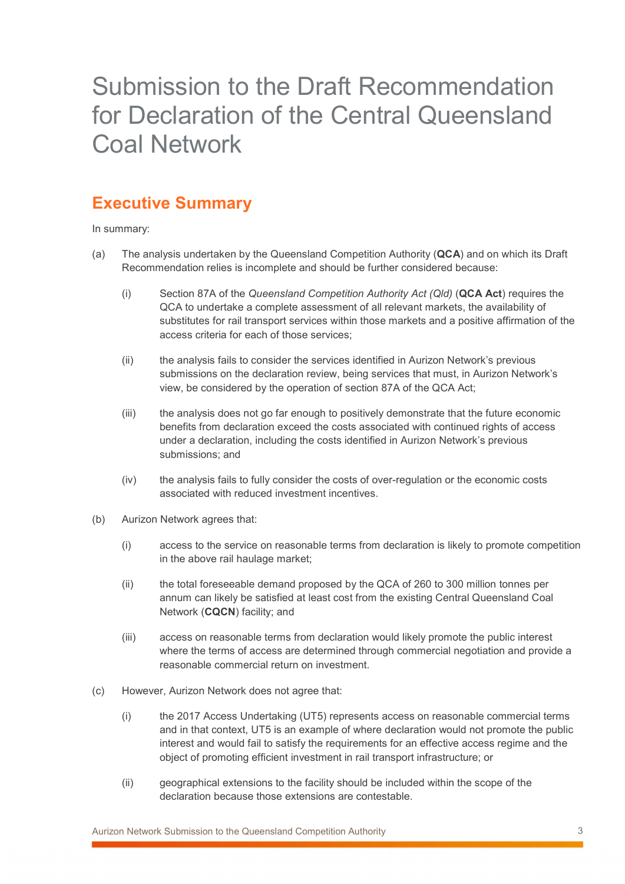# Submission to the Draft Recommendation for Declaration of the Central Queensland Coal Network

## Executive Summary

In summary:

(a) The analysis undertaken by the Queensland Competition Authority (**QCA**) and on which its Draft Recommendation relies is incomplete and should be further considered because:

  (i) Section 87A of the *Queensland Competition Authority Act (Qld)* (**QCA Act**) requires the QCA to undertake a complete assessment of all relevant markets, the availability of substitutes for rail transport services within those markets and a positive affirmation of the access criteria for each of those services;

  (ii) the analysis fails to consider the services identified in Aurizon Network's previous submissions on the declaration review, being services that must, in Aurizon Network's view, be considered by the operation of section 87A of the QCA Act;

  (iii) the analysis does not go far enough to positively demonstrate that the future economic benefits from declaration exceed the costs associated with continued rights of access under a declaration, including the costs identified in Aurizon Network's previous submissions; and

  (iv) the analysis fails to fully consider the costs of over-regulation or the economic costs associated with reduced investment incentives.

(b) Aurizon Network agrees that:

  (i) access to the service on reasonable terms from declaration is likely to promote competition in the above rail haulage market;

  (ii) the total foreseeable demand proposed by the QCA of 260 to 300 million tonnes per annum can likely be satisfied at least cost from the existing Central Queensland Coal Network (**CQCN**) facility; and

  (iii) access on reasonable terms from declaration would likely promote the public interest where the terms of access are determined through commercial negotiation and provide a reasonable commercial return on investment.

(c) However, Aurizon Network does not agree that:

  (i) the 2017 Access Undertaking (UT5) represents access on reasonable commercial terms and in that context, UT5 is an example of where declaration would not promote the public interest and would fail to satisfy the requirements for an effective access regime and the object of promoting efficient investment in rail transport infrastructure; or

  (ii) geographical extensions to the facility should be included within the scope of the declaration because those extensions are contestable.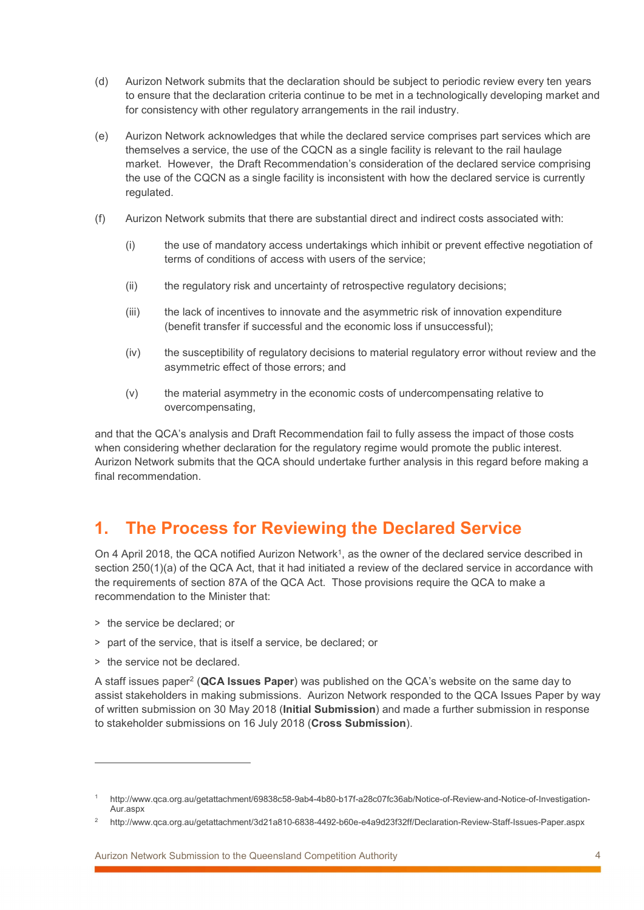(d) Aurizon Network submits that the declaration should be subject to periodic review every ten years to ensure that the declaration criteria continue to be met in a technologically developing market and for consistency with other regulatory arrangements in the rail industry.

(e) Aurizon Network acknowledges that while the declared service comprises part services which are themselves a service, the use of the CQCN as a single facility is relevant to the rail haulage market. However, the Draft Recommendation's consideration of the declared service comprising the use of the CQCN as a single facility is inconsistent with how the declared service is currently regulated.

(f) Aurizon Network submits that there are substantial direct and indirect costs associated with:

   (i) the use of mandatory access undertakings which inhibit or prevent effective negotiation of terms of conditions of access with users of the service;

   (ii) the regulatory risk and uncertainty of retrospective regulatory decisions;

   (iii) the lack of incentives to innovate and the asymmetric risk of innovation expenditure (benefit transfer if successful and the economic loss if unsuccessful);

   (iv) the susceptibility of regulatory decisions to material regulatory error without review and the asymmetric effect of those errors; and

   (v) the material asymmetry in the economic costs of undercompensating relative to overcompensating,

and that the QCA's analysis and Draft Recommendation fail to fully assess the impact of those costs when considering whether declaration for the regulatory regime would promote the public interest. Aurizon Network submits that the QCA should undertake further analysis in this regard before making a final recommendation.

# 1. The Process for Reviewing the Declared Service

On 4 April 2018, the QCA notified Aurizon Network[1], as the owner of the declared service described in section 250(1)(a) of the QCA Act, that it had initiated a review of the declared service in accordance with the requirements of section 87A of the QCA Act. Those provisions require the QCA to make a recommendation to the Minister that:

> the service be declared; or

> part of the service, that is itself a service, be declared; or

> the service not be declared.

A staff issues paper[2] (**QCA Issues Paper**) was published on the QCA's website on the same day to assist stakeholders in making submissions. Aurizon Network responded to the QCA Issues Paper by way of written submission on 30 May 2018 (**Initial Submission**) and made a further submission in response to stakeholder submissions on 16 July 2018 (**Cross Submission**).

---

[1] http://www.qca.org.au/getattachment/69838c58-9ab4-4b80-b17f-a28c07fc36ab/Notice-of-Review-and-Notice-of-Investigation-Aur.aspx

[2] http://www.qca.org.au/getattachment/3d21a810-6838-4492-b60e-e4a9d23f32ff/Declaration-Review-Staff-Issues-Paper.aspx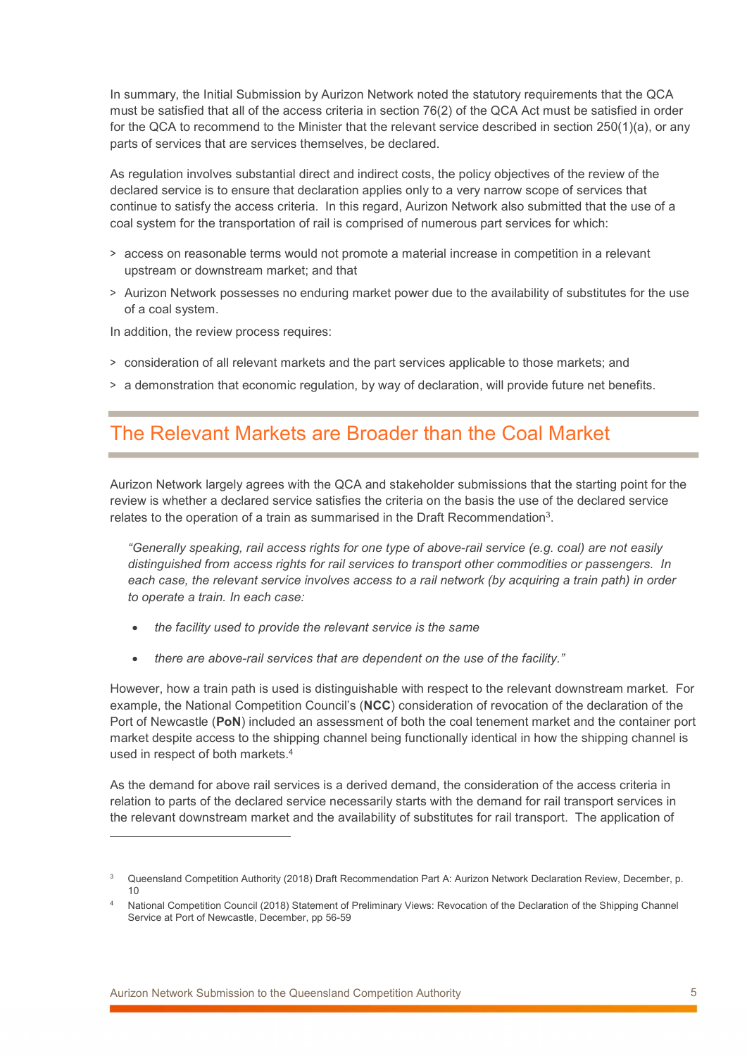In summary, the Initial Submission by Aurizon Network noted the statutory requirements that the QCA must be satisfied that all of the access criteria in section 76(2) of the QCA Act must be satisfied in order for the QCA to recommend to the Minister that the relevant service described in section 250(1)(a), or any parts of services that are services themselves, be declared.

As regulation involves substantial direct and indirect costs, the policy objectives of the review of the declared service is to ensure that declaration applies only to a very narrow scope of services that continue to satisfy the access criteria. In this regard, Aurizon Network also submitted that the use of a coal system for the transportation of rail is comprised of numerous part services for which:

- access on reasonable terms would not promote a material increase in competition in a relevant upstream or downstream market; and that
- Aurizon Network possesses no enduring market power due to the availability of substitutes for the use of a coal system.

In addition, the review process requires:

- consideration of all relevant markets and the part services applicable to those markets; and
- a demonstration that economic regulation, by way of declaration, will provide future net benefits.

## The Relevant Markets are Broader than the Coal Market

Aurizon Network largely agrees with the QCA and stakeholder submissions that the starting point for the review is whether a declared service satisfies the criteria on the basis the use of the declared service relates to the operation of a train as summarised in the Draft Recommendation[3].

> *"Generally speaking, rail access rights for one type of above-rail service (e.g. coal) are not easily distinguished from access rights for rail services to transport other commodities or passengers. In each case, the relevant service involves access to a rail network (by acquiring a train path) in order to operate a train. In each case:*
>
> - *the facility used to provide the relevant service is the same*
> - *there are above-rail services that are dependent on the use of the facility."*

However, how a train path is used is distinguishable with respect to the relevant downstream market. For example, the National Competition Council's (**NCC**) consideration of revocation of the declaration of the Port of Newcastle (**PoN**) included an assessment of both the coal tenement market and the container port market despite access to the shipping channel being functionally identical in how the shipping channel is used in respect of both markets.[4]

As the demand for above rail services is a derived demand, the consideration of the access criteria in relation to parts of the declared service necessarily starts with the demand for rail transport services in the relevant downstream market and the availability of substitutes for rail transport. The application of

---

[3] Queensland Competition Authority (2018) Draft Recommendation Part A: Aurizon Network Declaration Review, December, p. 10

[4] National Competition Council (2018) Statement of Preliminary Views: Revocation of the Declaration of the Shipping Channel Service at Port of Newcastle, December, pp 56-59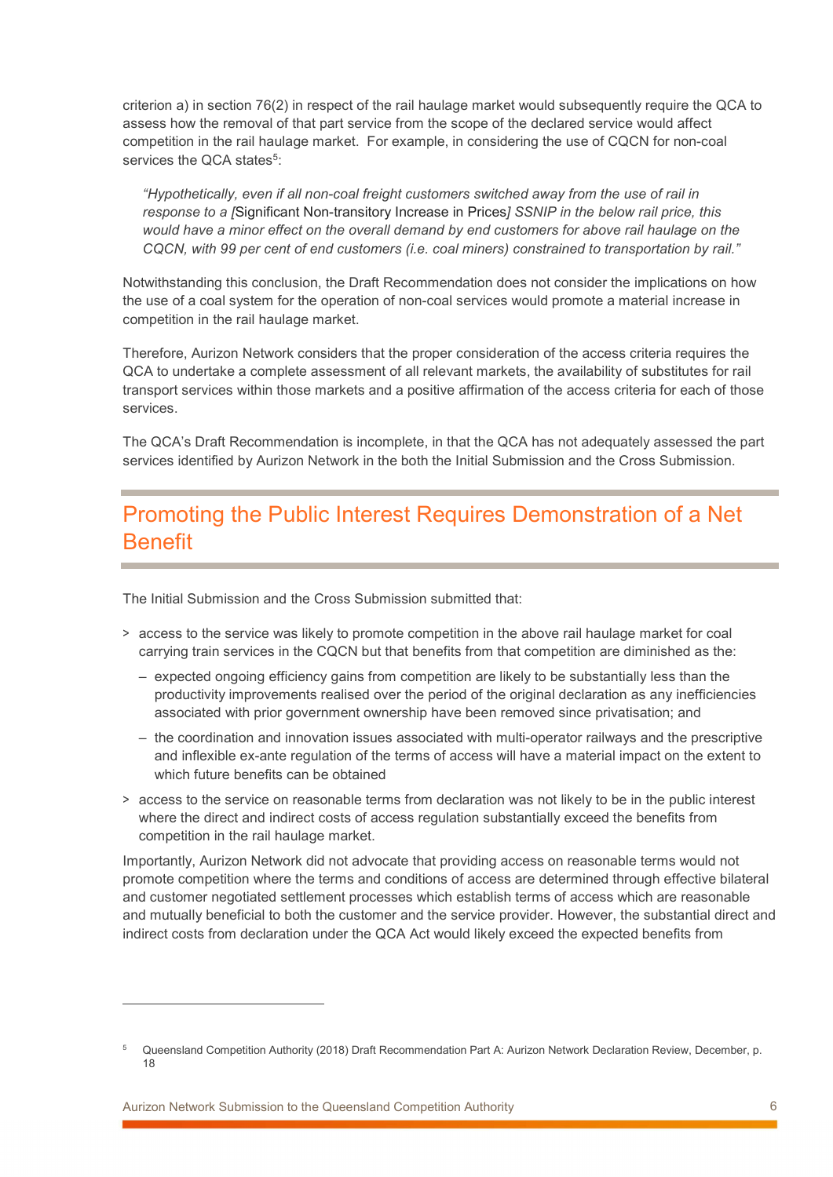criterion a) in section 76(2) in respect of the rail haulage market would subsequently require the QCA to assess how the removal of that part service from the scope of the declared service would affect competition in the rail haulage market. For example, in considering the use of CQCN for non-coal services the QCA states[5]:

> *"Hypothetically, even if all non-coal freight customers switched away from the use of rail in response to a [*Significant Non-transitory Increase in Prices*] SSNIP in the below rail price, this would have a minor effect on the overall demand by end customers for above rail haulage on the CQCN, with 99 per cent of end customers (i.e. coal miners) constrained to transportation by rail."*

Notwithstanding this conclusion, the Draft Recommendation does not consider the implications on how the use of a coal system for the operation of non-coal services would promote a material increase in competition in the rail haulage market.

Therefore, Aurizon Network considers that the proper consideration of the access criteria requires the QCA to undertake a complete assessment of all relevant markets, the availability of substitutes for rail transport services within those markets and a positive affirmation of the access criteria for each of those services.

The QCA's Draft Recommendation is incomplete, in that the QCA has not adequately assessed the part services identified by Aurizon Network in the both the Initial Submission and the Cross Submission.

## Promoting the Public Interest Requires Demonstration of a Net Benefit

The Initial Submission and the Cross Submission submitted that:

- access to the service was likely to promote competition in the above rail haulage market for coal carrying train services in the CQCN but that benefits from that competition are diminished as the:
  - expected ongoing efficiency gains from competition are likely to be substantially less than the productivity improvements realised over the period of the original declaration as any inefficiencies associated with prior government ownership have been removed since privatisation; and
  - the coordination and innovation issues associated with multi-operator railways and the prescriptive and inflexible ex-ante regulation of the terms of access will have a material impact on the extent to which future benefits can be obtained
- access to the service on reasonable terms from declaration was not likely to be in the public interest where the direct and indirect costs of access regulation substantially exceed the benefits from competition in the rail haulage market.

Importantly, Aurizon Network did not advocate that providing access on reasonable terms would not promote competition where the terms and conditions of access are determined through effective bilateral and customer negotiated settlement processes which establish terms of access which are reasonable and mutually beneficial to both the customer and the service provider. However, the substantial direct and indirect costs from declaration under the QCA Act would likely exceed the expected benefits from

---

[5] Queensland Competition Authority (2018) Draft Recommendation Part A: Aurizon Network Declaration Review, December, p. 18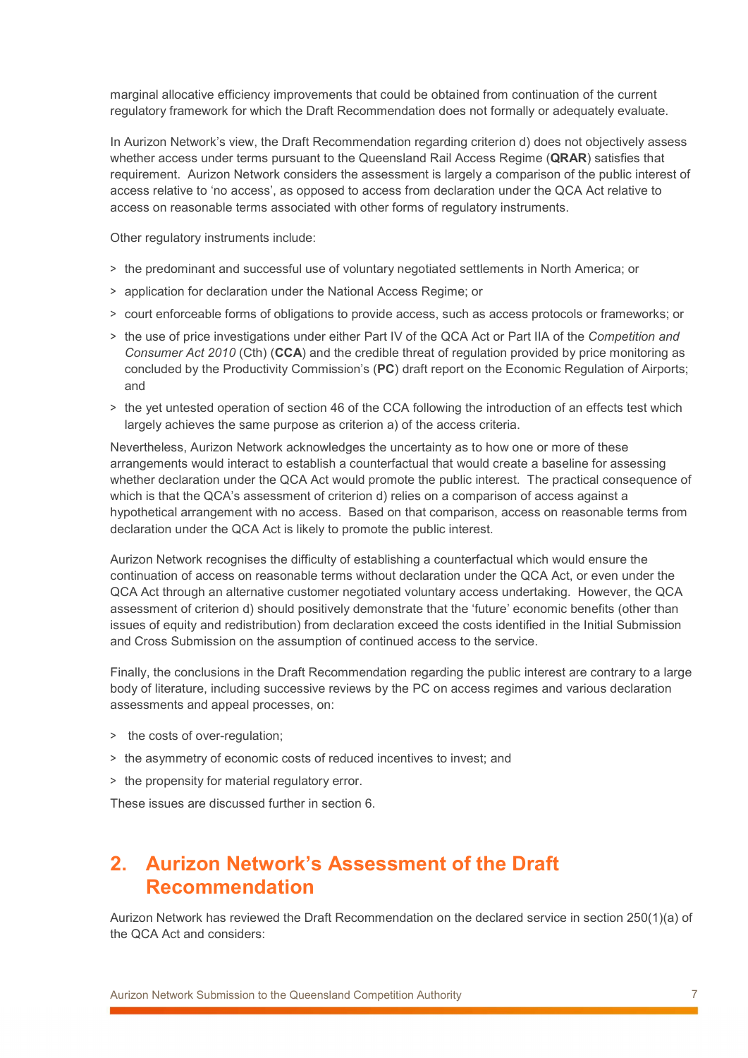marginal allocative efficiency improvements that could be obtained from continuation of the current regulatory framework for which the Draft Recommendation does not formally or adequately evaluate.

In Aurizon Network's view, the Draft Recommendation regarding criterion d) does not objectively assess whether access under terms pursuant to the Queensland Rail Access Regime (**QRAR**) satisfies that requirement. Aurizon Network considers the assessment is largely a comparison of the public interest of access relative to 'no access', as opposed to access from declaration under the QCA Act relative to access on reasonable terms associated with other forms of regulatory instruments.

Other regulatory instruments include:

- the predominant and successful use of voluntary negotiated settlements in North America; or
- application for declaration under the National Access Regime; or
- court enforceable forms of obligations to provide access, such as access protocols or frameworks; or
- the use of price investigations under either Part IV of the QCA Act or Part IIA of the *Competition and Consumer Act 2010* (Cth) (**CCA**) and the credible threat of regulation provided by price monitoring as concluded by the Productivity Commission's (**PC**) draft report on the Economic Regulation of Airports; and
- the yet untested operation of section 46 of the CCA following the introduction of an effects test which largely achieves the same purpose as criterion a) of the access criteria.

Nevertheless, Aurizon Network acknowledges the uncertainty as to how one or more of these arrangements would interact to establish a counterfactual that would create a baseline for assessing whether declaration under the QCA Act would promote the public interest. The practical consequence of which is that the QCA's assessment of criterion d) relies on a comparison of access against a hypothetical arrangement with no access. Based on that comparison, access on reasonable terms from declaration under the QCA Act is likely to promote the public interest.

Aurizon Network recognises the difficulty of establishing a counterfactual which would ensure the continuation of access on reasonable terms without declaration under the QCA Act, or even under the QCA Act through an alternative customer negotiated voluntary access undertaking. However, the QCA assessment of criterion d) should positively demonstrate that the 'future' economic benefits (other than issues of equity and redistribution) from declaration exceed the costs identified in the Initial Submission and Cross Submission on the assumption of continued access to the service.

Finally, the conclusions in the Draft Recommendation regarding the public interest are contrary to a large body of literature, including successive reviews by the PC on access regimes and various declaration assessments and appeal processes, on:

- the costs of over-regulation;
- the asymmetry of economic costs of reduced incentives to invest; and
- the propensity for material regulatory error.

These issues are discussed further in section 6.

## 2. Aurizon Network's Assessment of the Draft Recommendation

Aurizon Network has reviewed the Draft Recommendation on the declared service in section 250(1)(a) of the QCA Act and considers: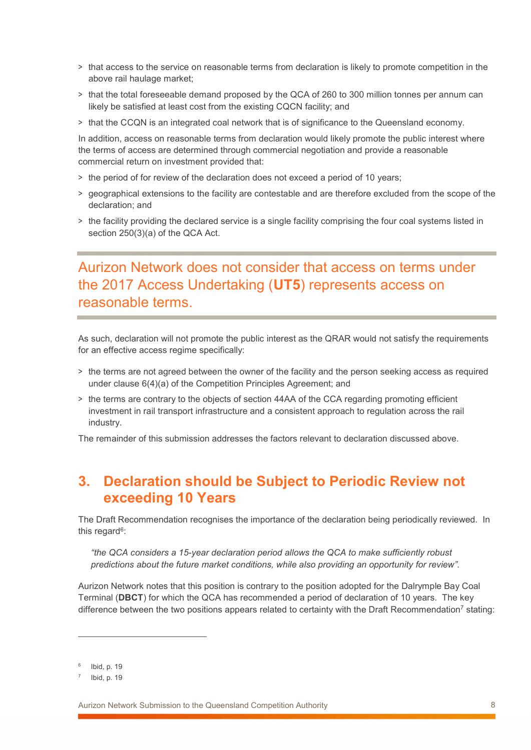- that access to the service on reasonable terms from declaration is likely to promote competition in the above rail haulage market;
- that the total foreseeable demand proposed by the QCA of 260 to 300 million tonnes per annum can likely be satisfied at least cost from the existing CQCN facility; and
- that the CCQN is an integrated coal network that is of significance to the Queensland economy.

In addition, access on reasonable terms from declaration would likely promote the public interest where the terms of access are determined through commercial negotiation and provide a reasonable commercial return on investment provided that:

- the period of for review of the declaration does not exceed a period of 10 years;
- geographical extensions to the facility are contestable and are therefore excluded from the scope of the declaration; and
- the facility providing the declared service is a single facility comprising the four coal systems listed in section 250(3)(a) of the QCA Act.

Aurizon Network does not consider that access on terms under the 2017 Access Undertaking (**UT5**) represents access on reasonable terms.

As such, declaration will not promote the public interest as the QRAR would not satisfy the requirements for an effective access regime specifically:

- the terms are not agreed between the owner of the facility and the person seeking access as required under clause 6(4)(a) of the Competition Principles Agreement; and
- the terms are contrary to the objects of section 44AA of the CCA regarding promoting efficient investment in rail transport infrastructure and a consistent approach to regulation across the rail industry.

The remainder of this submission addresses the factors relevant to declaration discussed above.

## 3. Declaration should be Subject to Periodic Review not exceeding 10 Years

The Draft Recommendation recognises the importance of the declaration being periodically reviewed. In this regard[6]:

> *"the QCA considers a 15-year declaration period allows the QCA to make sufficiently robust predictions about the future market conditions, while also providing an opportunity for review".*

Aurizon Network notes that this position is contrary to the position adopted for the Dalrymple Bay Coal Terminal (**DBCT**) for which the QCA has recommended a period of declaration of 10 years. The key difference between the two positions appears related to certainty with the Draft Recommendation[7] stating:

---

[6] Ibid, p. 19

[7] Ibid, p. 19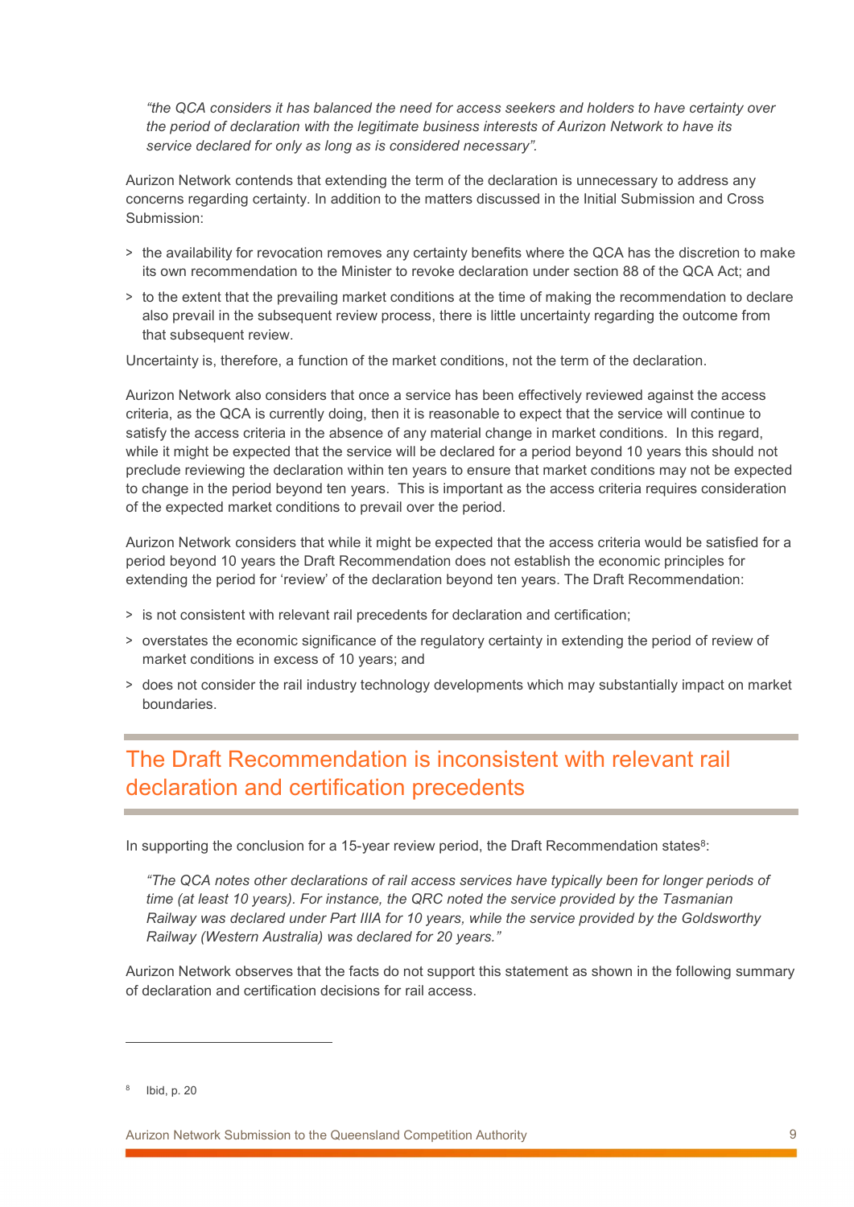*"the QCA considers it has balanced the need for access seekers and holders to have certainty over the period of declaration with the legitimate business interests of Aurizon Network to have its service declared for only as long as is considered necessary".*

Aurizon Network contends that extending the term of the declaration is unnecessary to address any concerns regarding certainty. In addition to the matters discussed in the Initial Submission and Cross Submission:

- the availability for revocation removes any certainty benefits where the QCA has the discretion to make its own recommendation to the Minister to revoke declaration under section 88 of the QCA Act; and
- to the extent that the prevailing market conditions at the time of making the recommendation to declare also prevail in the subsequent review process, there is little uncertainty regarding the outcome from that subsequent review.

Uncertainty is, therefore, a function of the market conditions, not the term of the declaration.

Aurizon Network also considers that once a service has been effectively reviewed against the access criteria, as the QCA is currently doing, then it is reasonable to expect that the service will continue to satisfy the access criteria in the absence of any material change in market conditions. In this regard, while it might be expected that the service will be declared for a period beyond 10 years this should not preclude reviewing the declaration within ten years to ensure that market conditions may not be expected to change in the period beyond ten years. This is important as the access criteria requires consideration of the expected market conditions to prevail over the period.

Aurizon Network considers that while it might be expected that the access criteria would be satisfied for a period beyond 10 years the Draft Recommendation does not establish the economic principles for extending the period for 'review' of the declaration beyond ten years. The Draft Recommendation:

- is not consistent with relevant rail precedents for declaration and certification;
- overstates the economic significance of the regulatory certainty in extending the period of review of market conditions in excess of 10 years; and
- does not consider the rail industry technology developments which may substantially impact on market boundaries.

## The Draft Recommendation is inconsistent with relevant rail declaration and certification precedents

In supporting the conclusion for a 15-year review period, the Draft Recommendation states[8]:

*"The QCA notes other declarations of rail access services have typically been for longer periods of time (at least 10 years). For instance, the QRC noted the service provided by the Tasmanian Railway was declared under Part IIIA for 10 years, while the service provided by the Goldsworthy Railway (Western Australia) was declared for 20 years."*

Aurizon Network observes that the facts do not support this statement as shown in the following summary of declaration and certification decisions for rail access.

---

[8] Ibid, p. 20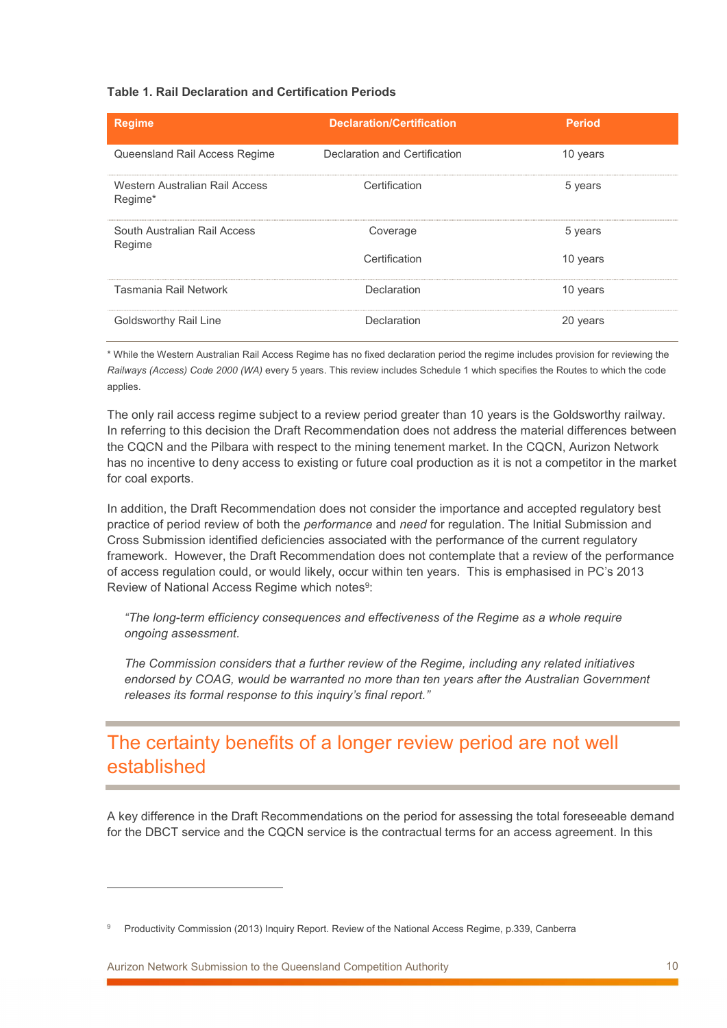**Table 1. Rail Declaration and Certification Periods**

| Regime | Declaration/Certification | Period |
|---|---|---|
| Queensland Rail Access Regime | Declaration and Certification | 10 years |
| Western Australian Rail Access Regime* | Certification | 5 years |
| South Australian Rail Access Regime | Coverage | 5 years |
| | Certification | 10 years |
| Tasmania Rail Network | Declaration | 10 years |
| Goldsworthy Rail Line | Declaration | 20 years |

\* While the Western Australian Rail Access Regime has no fixed declaration period the regime includes provision for reviewing the *Railways (Access) Code 2000 (WA)* every 5 years. This review includes Schedule 1 which specifies the Routes to which the code applies.

The only rail access regime subject to a review period greater than 10 years is the Goldsworthy railway. In referring to this decision the Draft Recommendation does not address the material differences between the CQCN and the Pilbara with respect to the mining tenement market. In the CQCN, Aurizon Network has no incentive to deny access to existing or future coal production as it is not a competitor in the market for coal exports.

In addition, the Draft Recommendation does not consider the importance and accepted regulatory best practice of period review of both the *performance* and *need* for regulation. The Initial Submission and Cross Submission identified deficiencies associated with the performance of the current regulatory framework. However, the Draft Recommendation does not contemplate that a review of the performance of access regulation could, or would likely, occur within ten years. This is emphasised in PC's 2013 Review of National Access Regime which notes[9]:

> *"The long-term efficiency consequences and effectiveness of the Regime as a whole require ongoing assessment.*
>
> *The Commission considers that a further review of the Regime, including any related initiatives endorsed by COAG, would be warranted no more than ten years after the Australian Government releases its formal response to this inquiry's final report."*

## The certainty benefits of a longer review period are not well established

A key difference in the Draft Recommendations on the period for assessing the total foreseeable demand for the DBCT service and the CQCN service is the contractual terms for an access agreement. In this

[9] Productivity Commission (2013) Inquiry Report. Review of the National Access Regime, p.339, Canberra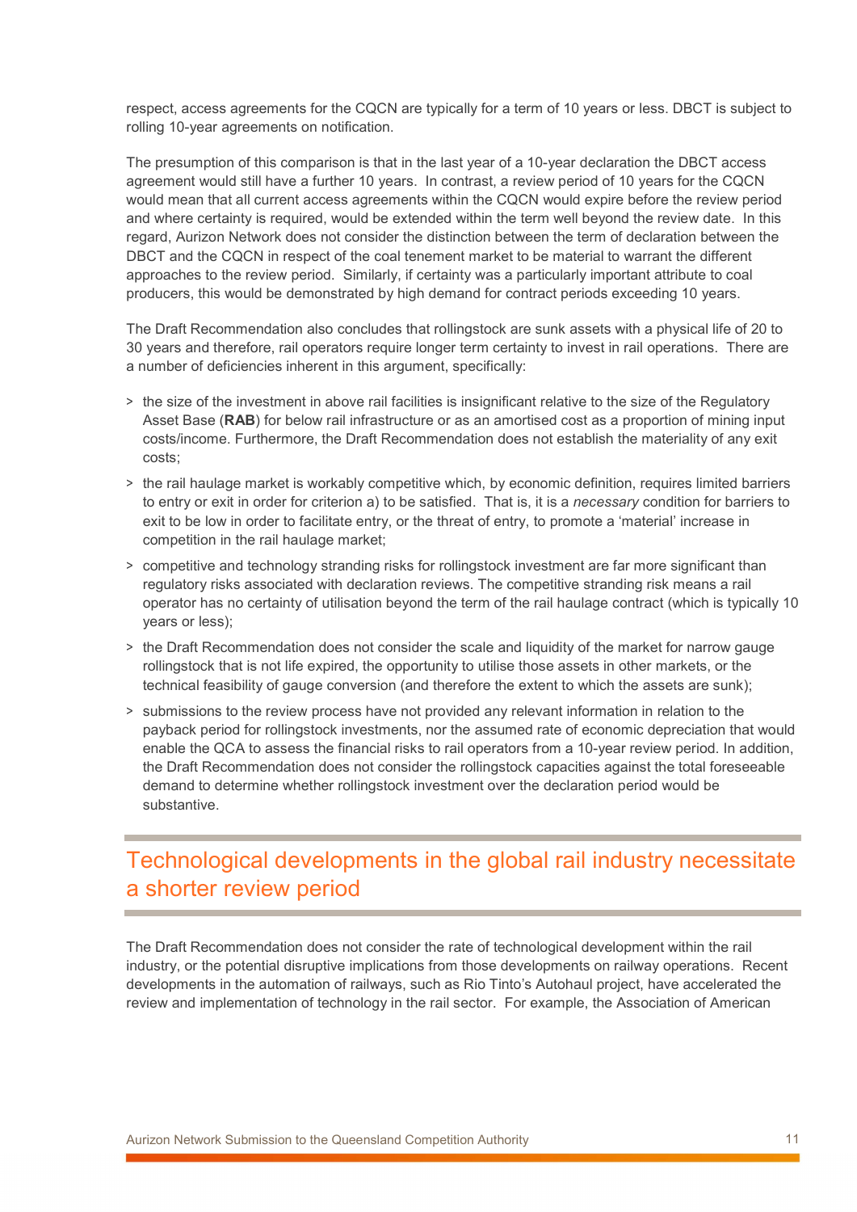respect, access agreements for the CQCN are typically for a term of 10 years or less. DBCT is subject to rolling 10-year agreements on notification.

The presumption of this comparison is that in the last year of a 10-year declaration the DBCT access agreement would still have a further 10 years. In contrast, a review period of 10 years for the CQCN would mean that all current access agreements within the CQCN would expire before the review period and where certainty is required, would be extended within the term well beyond the review date. In this regard, Aurizon Network does not consider the distinction between the term of declaration between the DBCT and the CQCN in respect of the coal tenement market to be material to warrant the different approaches to the review period. Similarly, if certainty was a particularly important attribute to coal producers, this would be demonstrated by high demand for contract periods exceeding 10 years.

The Draft Recommendation also concludes that rollingstock are sunk assets with a physical life of 20 to 30 years and therefore, rail operators require longer term certainty to invest in rail operations. There are a number of deficiencies inherent in this argument, specifically:

> the size of the investment in above rail facilities is insignificant relative to the size of the Regulatory Asset Base (**RAB**) for below rail infrastructure or as an amortised cost as a proportion of mining input costs/income. Furthermore, the Draft Recommendation does not establish the materiality of any exit costs;

> the rail haulage market is workably competitive which, by economic definition, requires limited barriers to entry or exit in order for criterion a) to be satisfied. That is, it is a *necessary* condition for barriers to exit to be low in order to facilitate entry, or the threat of entry, to promote a 'material' increase in competition in the rail haulage market;

> competitive and technology stranding risks for rollingstock investment are far more significant than regulatory risks associated with declaration reviews. The competitive stranding risk means a rail operator has no certainty of utilisation beyond the term of the rail haulage contract (which is typically 10 years or less);

> the Draft Recommendation does not consider the scale and liquidity of the market for narrow gauge rollingstock that is not life expired, the opportunity to utilise those assets in other markets, or the technical feasibility of gauge conversion (and therefore the extent to which the assets are sunk);

> submissions to the review process have not provided any relevant information in relation to the payback period for rollingstock investments, nor the assumed rate of economic depreciation that would enable the QCA to assess the financial risks to rail operators from a 10-year review period. In addition, the Draft Recommendation does not consider the rollingstock capacities against the total foreseeable demand to determine whether rollingstock investment over the declaration period would be substantive.

## Technological developments in the global rail industry necessitate a shorter review period

The Draft Recommendation does not consider the rate of technological development within the rail industry, or the potential disruptive implications from those developments on railway operations. Recent developments in the automation of railways, such as Rio Tinto's Autohaul project, have accelerated the review and implementation of technology in the rail sector. For example, the Association of American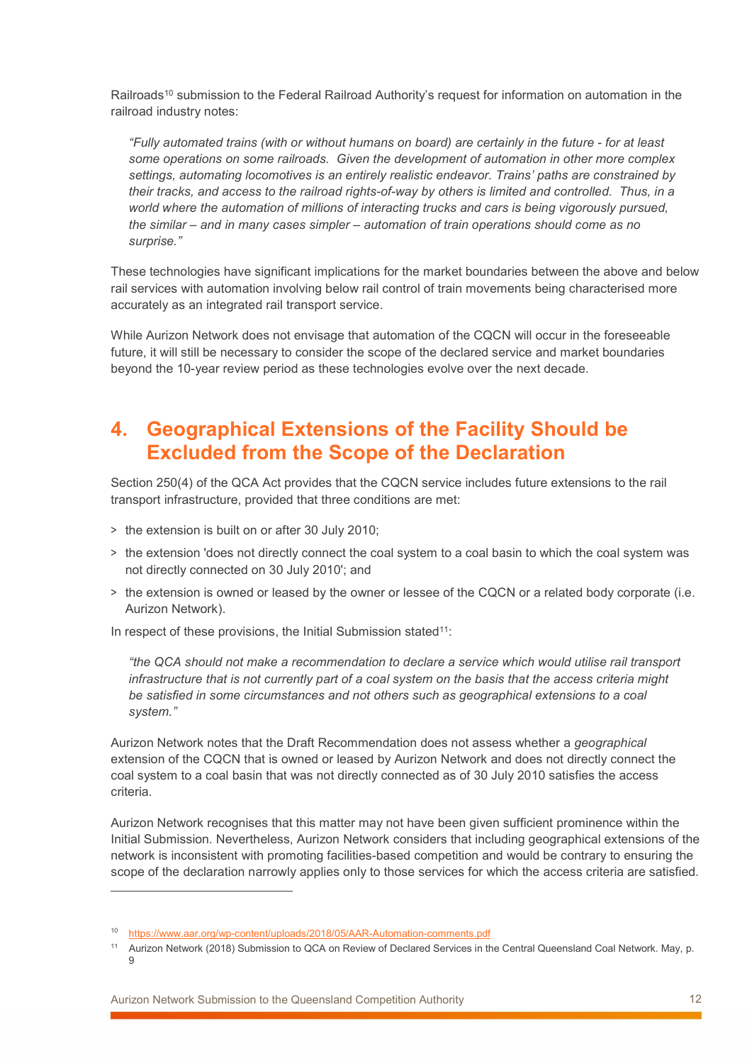Railroads[10] submission to the Federal Railroad Authority's request for information on automation in the railroad industry notes:

> *"Fully automated trains (with or without humans on board) are certainly in the future - for at least some operations on some railroads. Given the development of automation in other more complex settings, automating locomotives is an entirely realistic endeavor. Trains' paths are constrained by their tracks, and access to the railroad rights-of-way by others is limited and controlled. Thus, in a world where the automation of millions of interacting trucks and cars is being vigorously pursued, the similar – and in many cases simpler – automation of train operations should come as no surprise."*

These technologies have significant implications for the market boundaries between the above and below rail services with automation involving below rail control of train movements being characterised more accurately as an integrated rail transport service.

While Aurizon Network does not envisage that automation of the CQCN will occur in the foreseeable future, it will still be necessary to consider the scope of the declared service and market boundaries beyond the 10-year review period as these technologies evolve over the next decade.

# 4. Geographical Extensions of the Facility Should be Excluded from the Scope of the Declaration

Section 250(4) of the QCA Act provides that the CQCN service includes future extensions to the rail transport infrastructure, provided that three conditions are met:

> the extension is built on or after 30 July 2010;

> the extension 'does not directly connect the coal system to a coal basin to which the coal system was not directly connected on 30 July 2010'; and

> the extension is owned or leased by the owner or lessee of the CQCN or a related body corporate (i.e. Aurizon Network).

In respect of these provisions, the Initial Submission stated[11]:

> *"the QCA should not make a recommendation to declare a service which would utilise rail transport infrastructure that is not currently part of a coal system on the basis that the access criteria might be satisfied in some circumstances and not others such as geographical extensions to a coal system."*

Aurizon Network notes that the Draft Recommendation does not assess whether a *geographical* extension of the CQCN that is owned or leased by Aurizon Network and does not directly connect the coal system to a coal basin that was not directly connected as of 30 July 2010 satisfies the access criteria.

Aurizon Network recognises that this matter may not have been given sufficient prominence within the Initial Submission. Nevertheless, Aurizon Network considers that including geographical extensions of the network is inconsistent with promoting facilities-based competition and would be contrary to ensuring the scope of the declaration narrowly applies only to those services for which the access criteria are satisfied.

---

[10] https://www.aar.org/wp-content/uploads/2018/05/AAR-Automation-comments.pdf

[11] Aurizon Network (2018) Submission to QCA on Review of Declared Services in the Central Queensland Coal Network. May, p. 9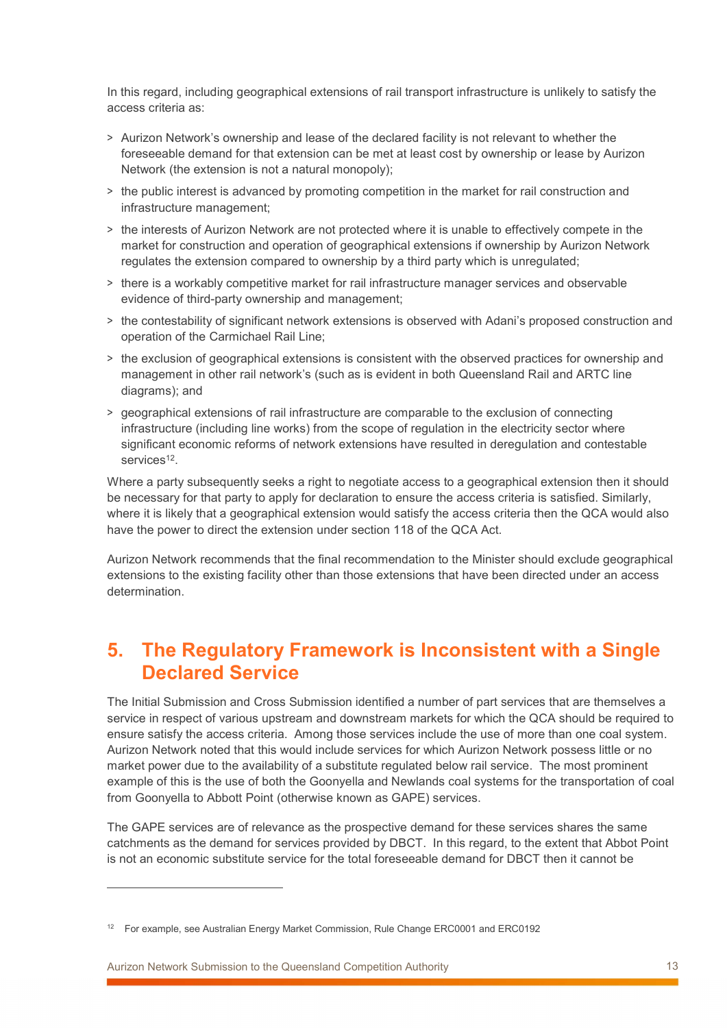In this regard, including geographical extensions of rail transport infrastructure is unlikely to satisfy the access criteria as:

> Aurizon Network's ownership and lease of the declared facility is not relevant to whether the foreseeable demand for that extension can be met at least cost by ownership or lease by Aurizon Network (the extension is not a natural monopoly);

> the public interest is advanced by promoting competition in the market for rail construction and infrastructure management;

> the interests of Aurizon Network are not protected where it is unable to effectively compete in the market for construction and operation of geographical extensions if ownership by Aurizon Network regulates the extension compared to ownership by a third party which is unregulated;

> there is a workably competitive market for rail infrastructure manager services and observable evidence of third-party ownership and management;

> the contestability of significant network extensions is observed with Adani's proposed construction and operation of the Carmichael Rail Line;

> the exclusion of geographical extensions is consistent with the observed practices for ownership and management in other rail network's (such as is evident in both Queensland Rail and ARTC line diagrams); and

> geographical extensions of rail infrastructure are comparable to the exclusion of connecting infrastructure (including line works) from the scope of regulation in the electricity sector where significant economic reforms of network extensions have resulted in deregulation and contestable services[12].

Where a party subsequently seeks a right to negotiate access to a geographical extension then it should be necessary for that party to apply for declaration to ensure the access criteria is satisfied. Similarly, where it is likely that a geographical extension would satisfy the access criteria then the QCA would also have the power to direct the extension under section 118 of the QCA Act.

Aurizon Network recommends that the final recommendation to the Minister should exclude geographical extensions to the existing facility other than those extensions that have been directed under an access determination.

## 5. The Regulatory Framework is Inconsistent with a Single Declared Service

The Initial Submission and Cross Submission identified a number of part services that are themselves a service in respect of various upstream and downstream markets for which the QCA should be required to ensure satisfy the access criteria. Among those services include the use of more than one coal system. Aurizon Network noted that this would include services for which Aurizon Network possess little or no market power due to the availability of a substitute regulated below rail service. The most prominent example of this is the use of both the Goonyella and Newlands coal systems for the transportation of coal from Goonyella to Abbott Point (otherwise known as GAPE) services.

The GAPE services are of relevance as the prospective demand for these services shares the same catchments as the demand for services provided by DBCT. In this regard, to the extent that Abbot Point is not an economic substitute service for the total foreseeable demand for DBCT then it cannot be

---

[12] For example, see Australian Energy Market Commission, Rule Change ERC0001 and ERC0192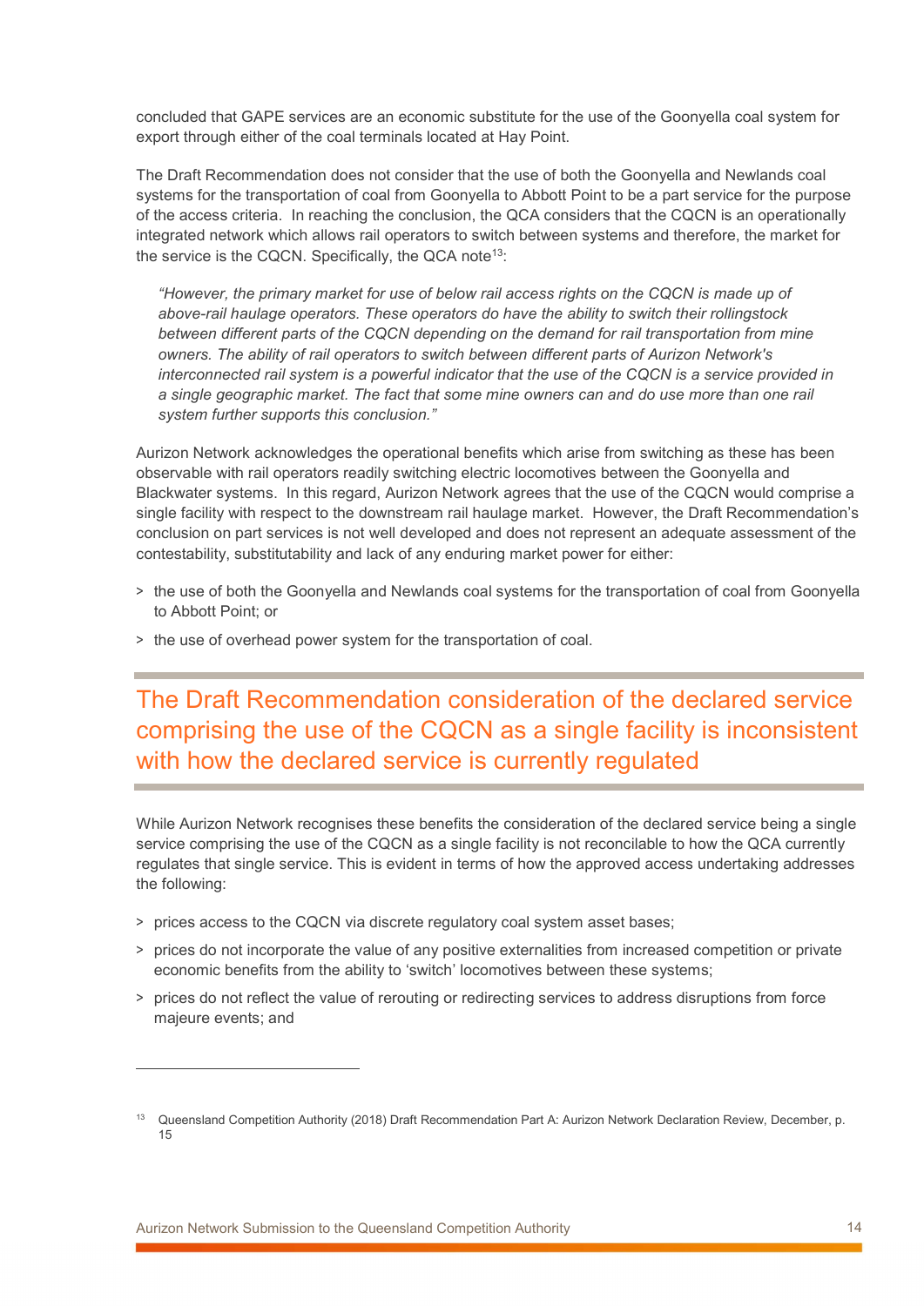concluded that GAPE services are an economic substitute for the use of the Goonyella coal system for export through either of the coal terminals located at Hay Point.

The Draft Recommendation does not consider that the use of both the Goonyella and Newlands coal systems for the transportation of coal from Goonyella to Abbott Point to be a part service for the purpose of the access criteria. In reaching the conclusion, the QCA considers that the CQCN is an operationally integrated network which allows rail operators to switch between systems and therefore, the market for the service is the CQCN. Specifically, the QCA note[13]:

> *"However, the primary market for use of below rail access rights on the CQCN is made up of above-rail haulage operators. These operators do have the ability to switch their rollingstock between different parts of the CQCN depending on the demand for rail transportation from mine owners. The ability of rail operators to switch between different parts of Aurizon Network's interconnected rail system is a powerful indicator that the use of the CQCN is a service provided in a single geographic market. The fact that some mine owners can and do use more than one rail system further supports this conclusion."*

Aurizon Network acknowledges the operational benefits which arise from switching as these has been observable with rail operators readily switching electric locomotives between the Goonyella and Blackwater systems. In this regard, Aurizon Network agrees that the use of the CQCN would comprise a single facility with respect to the downstream rail haulage market. However, the Draft Recommendation's conclusion on part services is not well developed and does not represent an adequate assessment of the contestability, substitutability and lack of any enduring market power for either:

- the use of both the Goonyella and Newlands coal systems for the transportation of coal from Goonyella to Abbott Point; or
- the use of overhead power system for the transportation of coal.

## The Draft Recommendation consideration of the declared service comprising the use of the CQCN as a single facility is inconsistent with how the declared service is currently regulated

While Aurizon Network recognises these benefits the consideration of the declared service being a single service comprising the use of the CQCN as a single facility is not reconcilable to how the QCA currently regulates that single service. This is evident in terms of how the approved access undertaking addresses the following:

- prices access to the CQCN via discrete regulatory coal system asset bases;
- prices do not incorporate the value of any positive externalities from increased competition or private economic benefits from the ability to 'switch' locomotives between these systems;
- prices do not reflect the value of rerouting or redirecting services to address disruptions from force majeure events; and

[13] Queensland Competition Authority (2018) Draft Recommendation Part A: Aurizon Network Declaration Review, December, p. 15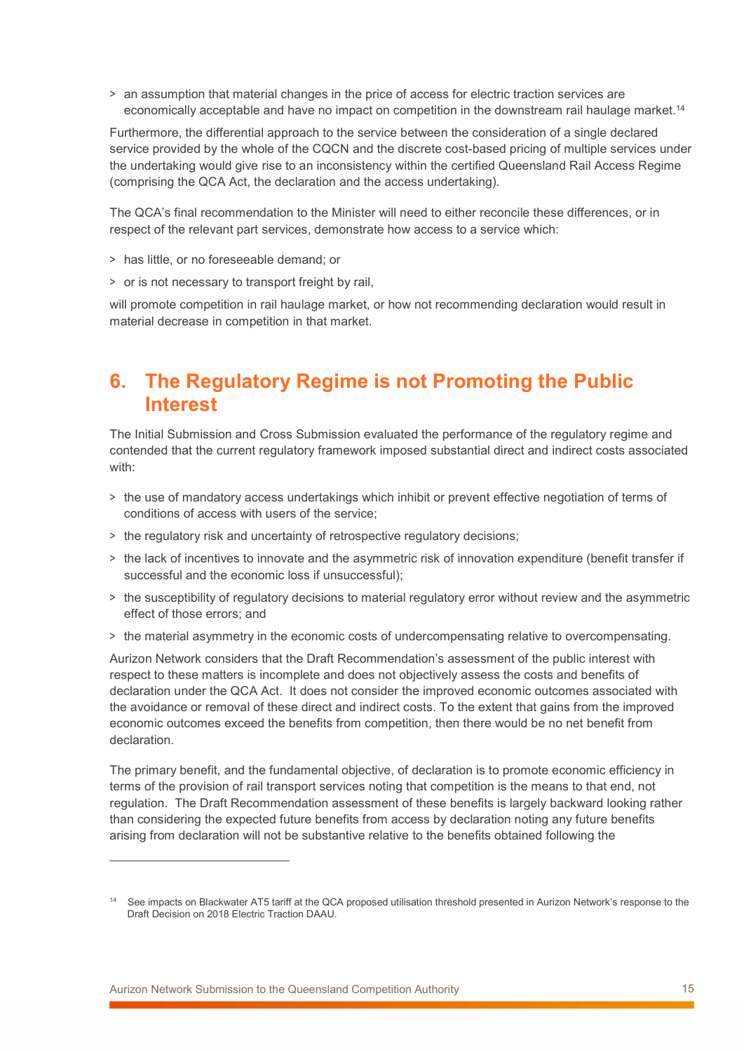- an assumption that material changes in the price of access for electric traction services are economically acceptable and have no impact on competition in the downstream rail haulage market.[14]

Furthermore, the differential approach to the service between the consideration of a single declared service provided by the whole of the CQCN and the discrete cost-based pricing of multiple services under the undertaking would give rise to an inconsistency within the certified Queensland Rail Access Regime (comprising the QCA Act, the declaration and the access undertaking).

The QCA's final recommendation to the Minister will need to either reconcile these differences, or in respect of the relevant part services, demonstrate how access to a service which:

- has little, or no foreseeable demand; or
- or is not necessary to transport freight by rail,

will promote competition in rail haulage market, or how not recommending declaration would result in material decrease in competition in that market.

# 6. The Regulatory Regime is not Promoting the Public Interest

The Initial Submission and Cross Submission evaluated the performance of the regulatory regime and contended that the current regulatory framework imposed substantial direct and indirect costs associated with:

- the use of mandatory access undertakings which inhibit or prevent effective negotiation of terms of conditions of access with users of the service;
- the regulatory risk and uncertainty of retrospective regulatory decisions;
- the lack of incentives to innovate and the asymmetric risk of innovation expenditure (benefit transfer if successful and the economic loss if unsuccessful);
- the susceptibility of regulatory decisions to material regulatory error without review and the asymmetric effect of those errors; and
- the material asymmetry in the economic costs of undercompensating relative to overcompensating.

Aurizon Network considers that the Draft Recommendation's assessment of the public interest with respect to these matters is incomplete and does not objectively assess the costs and benefits of declaration under the QCA Act. It does not consider the improved economic outcomes associated with the avoidance or removal of these direct and indirect costs. To the extent that gains from the improved economic outcomes exceed the benefits from competition, then there would be no net benefit from declaration.

The primary benefit, and the fundamental objective, of declaration is to promote economic efficiency in terms of the provision of rail transport services noting that competition is the means to that end, not regulation. The Draft Recommendation assessment of these benefits is largely backward looking rather than considering the expected future benefits from access by declaration noting any future benefits arising from declaration will not be substantive relative to the benefits obtained following the

---

[14] See impacts on Blackwater AT5 tariff at the QCA proposed utilisation threshold presented in Aurizon Network's response to the Draft Decision on 2018 Electric Traction DAAU.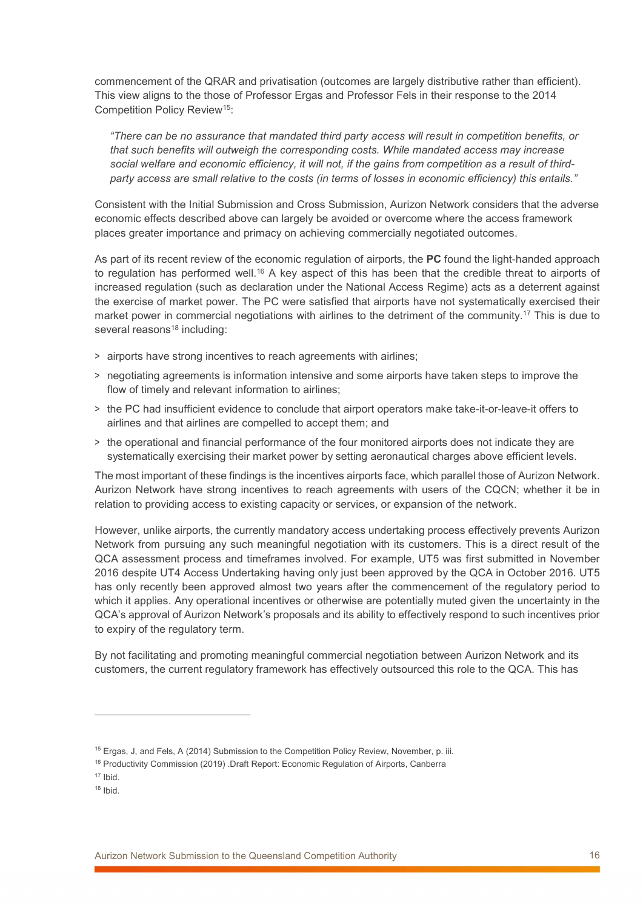commencement of the QRAR and privatisation (outcomes are largely distributive rather than efficient). This view aligns to the those of Professor Ergas and Professor Fels in their response to the 2014 Competition Policy Review[15]:

> *"There can be no assurance that mandated third party access will result in competition benefits, or that such benefits will outweigh the corresponding costs. While mandated access may increase social welfare and economic efficiency, it will not, if the gains from competition as a result of third-party access are small relative to the costs (in terms of losses in economic efficiency) this entails."*

Consistent with the Initial Submission and Cross Submission, Aurizon Network considers that the adverse economic effects described above can largely be avoided or overcome where the access framework places greater importance and primacy on achieving commercially negotiated outcomes.

As part of its recent review of the economic regulation of airports, the **PC** found the light-handed approach to regulation has performed well.[16] A key aspect of this has been that the credible threat to airports of increased regulation (such as declaration under the National Access Regime) acts as a deterrent against the exercise of market power. The PC were satisfied that airports have not systematically exercised their market power in commercial negotiations with airlines to the detriment of the community.[17] This is due to several reasons[18] including:

- airports have strong incentives to reach agreements with airlines;
- negotiating agreements is information intensive and some airports have taken steps to improve the flow of timely and relevant information to airlines;
- the PC had insufficient evidence to conclude that airport operators make take-it-or-leave-it offers to airlines and that airlines are compelled to accept them; and
- the operational and financial performance of the four monitored airports does not indicate they are systematically exercising their market power by setting aeronautical charges above efficient levels.

The most important of these findings is the incentives airports face, which parallel those of Aurizon Network. Aurizon Network have strong incentives to reach agreements with users of the CQCN; whether it be in relation to providing access to existing capacity or services, or expansion of the network.

However, unlike airports, the currently mandatory access undertaking process effectively prevents Aurizon Network from pursuing any such meaningful negotiation with its customers. This is a direct result of the QCA assessment process and timeframes involved. For example, UT5 was first submitted in November 2016 despite UT4 Access Undertaking having only just been approved by the QCA in October 2016. UT5 has only recently been approved almost two years after the commencement of the regulatory period to which it applies. Any operational incentives or otherwise are potentially muted given the uncertainty in the QCA's approval of Aurizon Network's proposals and its ability to effectively respond to such incentives prior to expiry of the regulatory term.

By not facilitating and promoting meaningful commercial negotiation between Aurizon Network and its customers, the current regulatory framework has effectively outsourced this role to the QCA. This has

---

[15] Ergas, J, and Fels, A (2014) Submission to the Competition Policy Review, November, p. iii.

[16] Productivity Commission (2019) .Draft Report: Economic Regulation of Airports, Canberra

[17] Ibid.

[18] Ibid.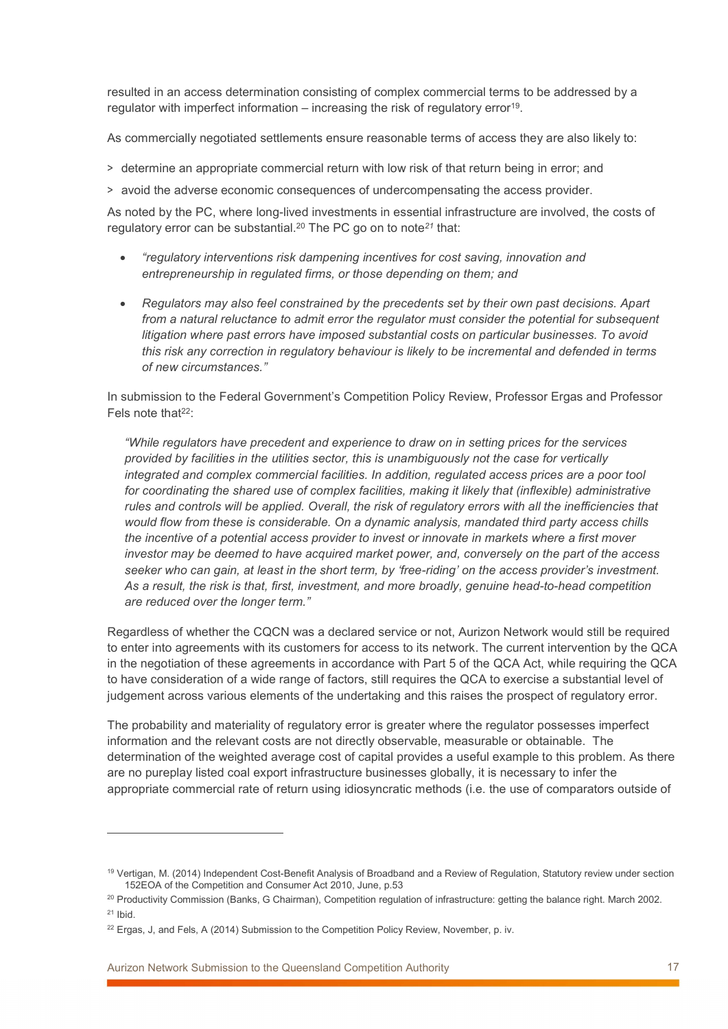resulted in an access determination consisting of complex commercial terms to be addressed by a regulator with imperfect information – increasing the risk of regulatory error[19].

As commercially negotiated settlements ensure reasonable terms of access they are also likely to:

> determine an appropriate commercial return with low risk of that return being in error; and

> avoid the adverse economic consequences of undercompensating the access provider.

As noted by the PC, where long-lived investments in essential infrastructure are involved, the costs of regulatory error can be substantial.[20] The PC go on to note[21] that:

- *"regulatory interventions risk dampening incentives for cost saving, innovation and entrepreneurship in regulated firms, or those depending on them; and*
- *Regulators may also feel constrained by the precedents set by their own past decisions. Apart from a natural reluctance to admit error the regulator must consider the potential for subsequent litigation where past errors have imposed substantial costs on particular businesses. To avoid this risk any correction in regulatory behaviour is likely to be incremental and defended in terms of new circumstances."*

In submission to the Federal Government's Competition Policy Review, Professor Ergas and Professor Fels note that[22]:

> *"While regulators have precedent and experience to draw on in setting prices for the services provided by facilities in the utilities sector, this is unambiguously not the case for vertically integrated and complex commercial facilities. In addition, regulated access prices are a poor tool for coordinating the shared use of complex facilities, making it likely that (inflexible) administrative rules and controls will be applied. Overall, the risk of regulatory errors with all the inefficiencies that would flow from these is considerable. On a dynamic analysis, mandated third party access chills the incentive of a potential access provider to invest or innovate in markets where a first mover investor may be deemed to have acquired market power, and, conversely on the part of the access seeker who can gain, at least in the short term, by 'free-riding' on the access provider's investment. As a result, the risk is that, first, investment, and more broadly, genuine head-to-head competition are reduced over the longer term."*

Regardless of whether the CQCN was a declared service or not, Aurizon Network would still be required to enter into agreements with its customers for access to its network. The current intervention by the QCA in the negotiation of these agreements in accordance with Part 5 of the QCA Act, while requiring the QCA to have consideration of a wide range of factors, still requires the QCA to exercise a substantial level of judgement across various elements of the undertaking and this raises the prospect of regulatory error.

The probability and materiality of regulatory error is greater where the regulator possesses imperfect information and the relevant costs are not directly observable, measurable or obtainable. The determination of the weighted average cost of capital provides a useful example to this problem. As there are no pureplay listed coal export infrastructure businesses globally, it is necessary to infer the appropriate commercial rate of return using idiosyncratic methods (i.e. the use of comparators outside of

---

[19] Vertigan, M. (2014) Independent Cost-Benefit Analysis of Broadband and a Review of Regulation, Statutory review under section 152EOA of the Competition and Consumer Act 2010, June, p.53

[20] Productivity Commission (Banks, G Chairman), Competition regulation of infrastructure: getting the balance right. March 2002.

[21] Ibid.

[22] Ergas, J, and Fels, A (2014) Submission to the Competition Policy Review, November, p. iv.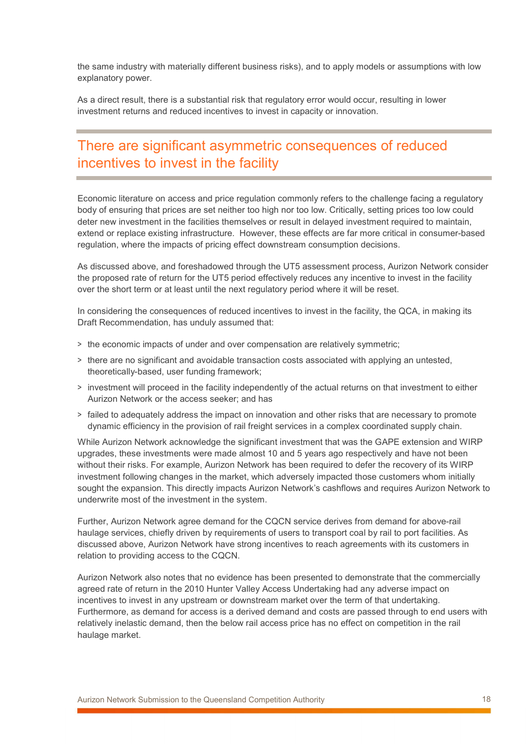the same industry with materially different business risks), and to apply models or assumptions with low explanatory power.

As a direct result, there is a substantial risk that regulatory error would occur, resulting in lower investment returns and reduced incentives to invest in capacity or innovation.

## There are significant asymmetric consequences of reduced incentives to invest in the facility

Economic literature on access and price regulation commonly refers to the challenge facing a regulatory body of ensuring that prices are set neither too high nor too low. Critically, setting prices too low could deter new investment in the facilities themselves or result in delayed investment required to maintain, extend or replace existing infrastructure. However, these effects are far more critical in consumer-based regulation, where the impacts of pricing effect downstream consumption decisions.

As discussed above, and foreshadowed through the UT5 assessment process, Aurizon Network consider the proposed rate of return for the UT5 period effectively reduces any incentive to invest in the facility over the short term or at least until the next regulatory period where it will be reset.

In considering the consequences of reduced incentives to invest in the facility, the QCA, in making its Draft Recommendation, has unduly assumed that:

> the economic impacts of under and over compensation are relatively symmetric;

> there are no significant and avoidable transaction costs associated with applying an untested, theoretically-based, user funding framework;

> investment will proceed in the facility independently of the actual returns on that investment to either Aurizon Network or the access seeker; and has

> failed to adequately address the impact on innovation and other risks that are necessary to promote dynamic efficiency in the provision of rail freight services in a complex coordinated supply chain.

While Aurizon Network acknowledge the significant investment that was the GAPE extension and WIRP upgrades, these investments were made almost 10 and 5 years ago respectively and have not been without their risks. For example, Aurizon Network has been required to defer the recovery of its WIRP investment following changes in the market, which adversely impacted those customers whom initially sought the expansion. This directly impacts Aurizon Network's cashflows and requires Aurizon Network to underwrite most of the investment in the system.

Further, Aurizon Network agree demand for the CQCN service derives from demand for above-rail haulage services, chiefly driven by requirements of users to transport coal by rail to port facilities. As discussed above, Aurizon Network have strong incentives to reach agreements with its customers in relation to providing access to the CQCN.

Aurizon Network also notes that no evidence has been presented to demonstrate that the commercially agreed rate of return in the 2010 Hunter Valley Access Undertaking had any adverse impact on incentives to invest in any upstream or downstream market over the term of that undertaking. Furthermore, as demand for access is a derived demand and costs are passed through to end users with relatively inelastic demand, then the below rail access price has no effect on competition in the rail haulage market.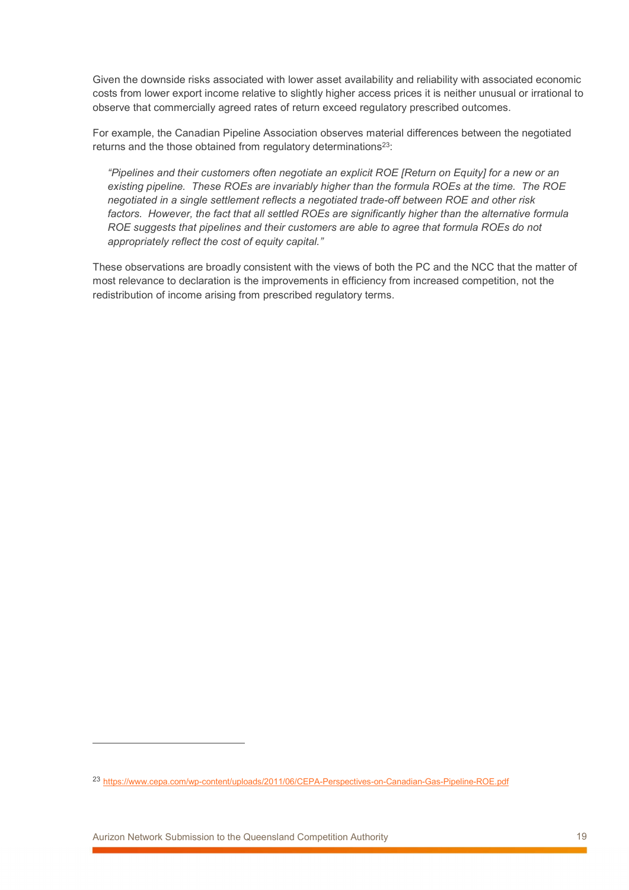Given the downside risks associated with lower asset availability and reliability with associated economic costs from lower export income relative to slightly higher access prices it is neither unusual or irrational to observe that commercially agreed rates of return exceed regulatory prescribed outcomes.

For example, the Canadian Pipeline Association observes material differences between the negotiated returns and the those obtained from regulatory determinations[23]:

> *"Pipelines and their customers often negotiate an explicit ROE [Return on Equity] for a new or an existing pipeline. These ROEs are invariably higher than the formula ROEs at the time. The ROE negotiated in a single settlement reflects a negotiated trade-off between ROE and other risk factors. However, the fact that all settled ROEs are significantly higher than the alternative formula ROE suggests that pipelines and their customers are able to agree that formula ROEs do not appropriately reflect the cost of equity capital."*

These observations are broadly consistent with the views of both the PC and the NCC that the matter of most relevance to declaration is the improvements in efficiency from increased competition, not the redistribution of income arising from prescribed regulatory terms.

---

[23] https://www.cepa.com/wp-content/uploads/2011/06/CEPA-Perspectives-on-Canadian-Gas-Pipeline-ROE.pdf